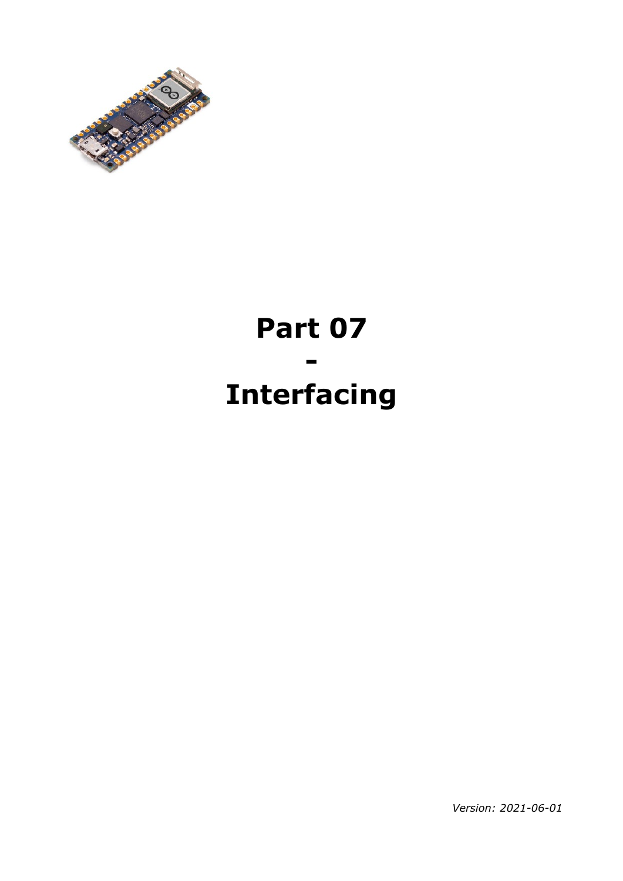# Part 07
# -
# Interfacing

*Version: 2021-06-01*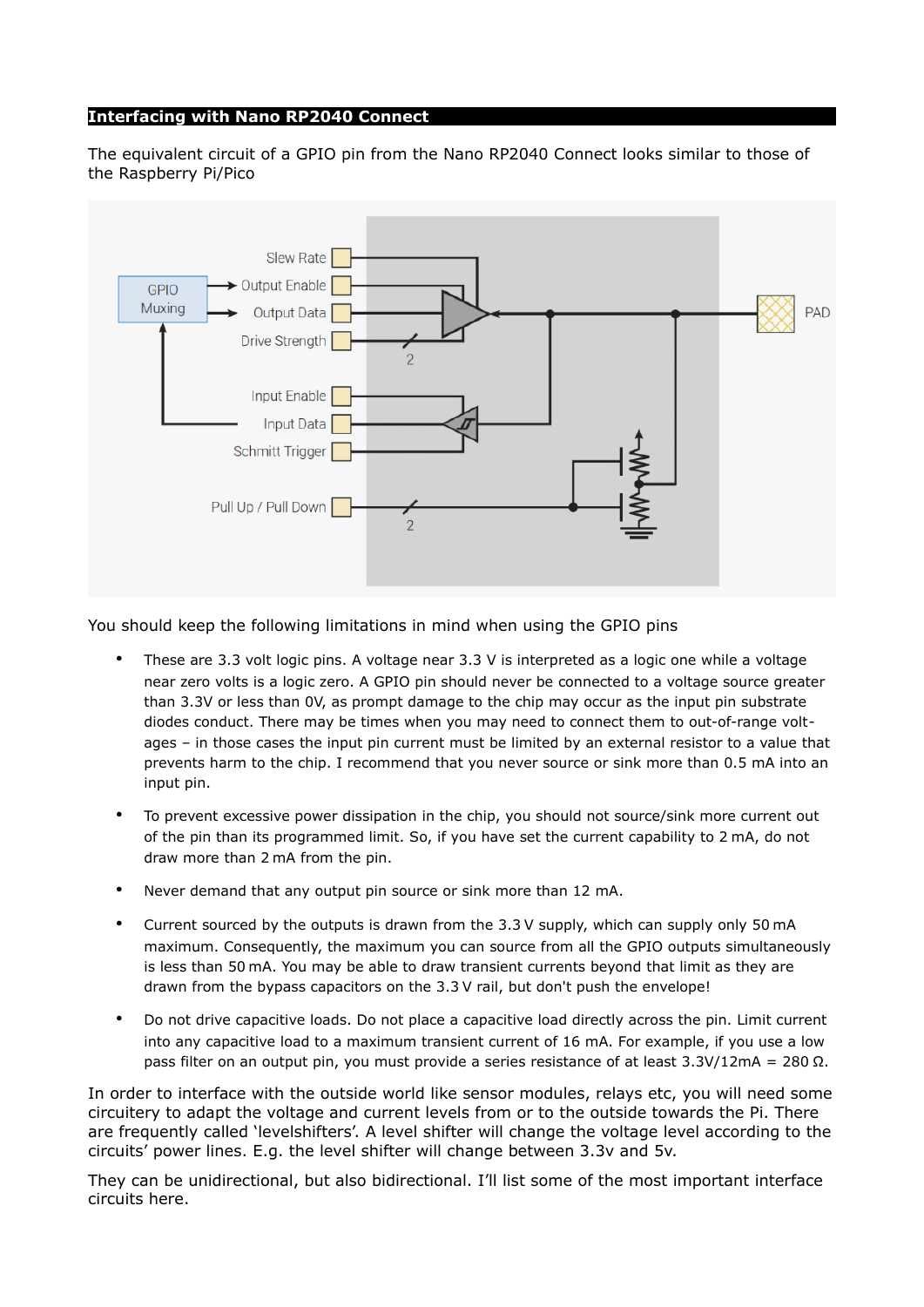# Interfacing with Nano RP2040 Connect

The equivalent circuit of a GPIO pin from the Nano RP2040 Connect looks similar to those of the Raspberry Pi/Pico

You should keep the following limitations in mind when using the GPIO pins

- These are 3.3 volt logic pins. A voltage near 3.3 V is interpreted as a logic one while a voltage near zero volts is a logic zero. A GPIO pin should never be connected to a voltage source greater than 3.3V or less than 0V, as prompt damage to the chip may occur as the input pin substrate diodes conduct. There may be times when you may need to connect them to out-of-range voltages – in those cases the input pin current must be limited by an external resistor to a value that prevents harm to the chip. I recommend that you never source or sink more than 0.5 mA into an input pin.
- To prevent excessive power dissipation in the chip, you should not source/sink more current out of the pin than its programmed limit. So, if you have set the current capability to 2 mA, do not draw more than 2 mA from the pin.
- Never demand that any output pin source or sink more than 12 mA.
- Current sourced by the outputs is drawn from the 3.3 V supply, which can supply only 50 mA maximum. Consequently, the maximum you can source from all the GPIO outputs simultaneously is less than 50 mA. You may be able to draw transient currents beyond that limit as they are drawn from the bypass capacitors on the 3.3 V rail, but don't push the envelope!
- Do not drive capacitive loads. Do not place a capacitive load directly across the pin. Limit current into any capacitive load to a maximum transient current of 16 mA. For example, if you use a low pass filter on an output pin, you must provide a series resistance of at least 3.3V/12mA = 280 Ω.

In order to interface with the outside world like sensor modules, relays etc, you will need some circuitery to adapt the voltage and current levels from or to the outside towards the Pi. There are frequently called 'levelshifters'. A level shifter will change the voltage level according to the circuits' power lines. E.g. the level shifter will change between 3.3v and 5v.

They can be unidirectional, but also bidirectional. I'll list some of the most important interface circuits here.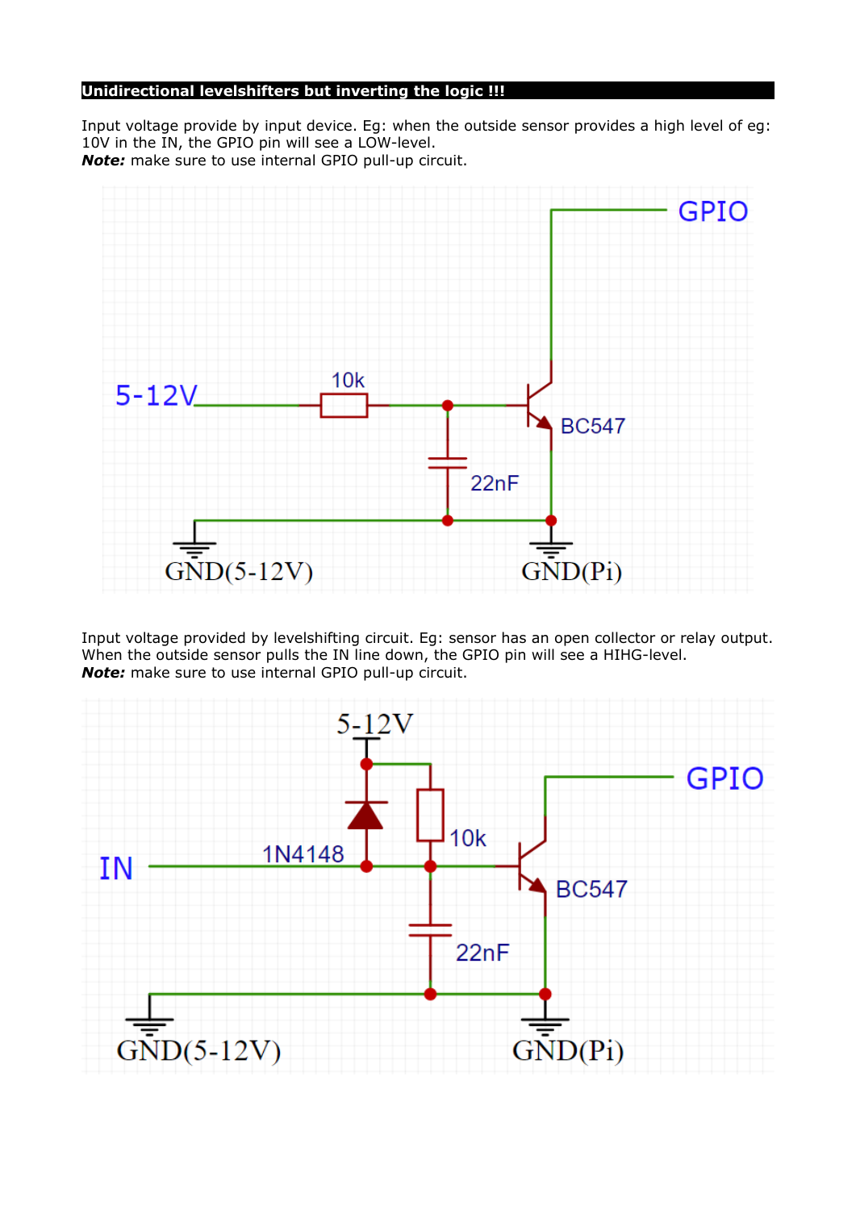**Unidirectional levelshifters but inverting the logic !!!**

Input voltage provide by input device. Eg: when the outside sensor provides a high level of eg: 10V in the IN, the GPIO pin will see a LOW-level.
***Note:*** make sure to use internal GPIO pull-up circuit.

Input voltage provided by levelshifting circuit. Eg: sensor has an open collector or relay output. When the outside sensor pulls the IN line down, the GPIO pin will see a HIHG-level.
***Note:*** make sure to use internal GPIO pull-up circuit.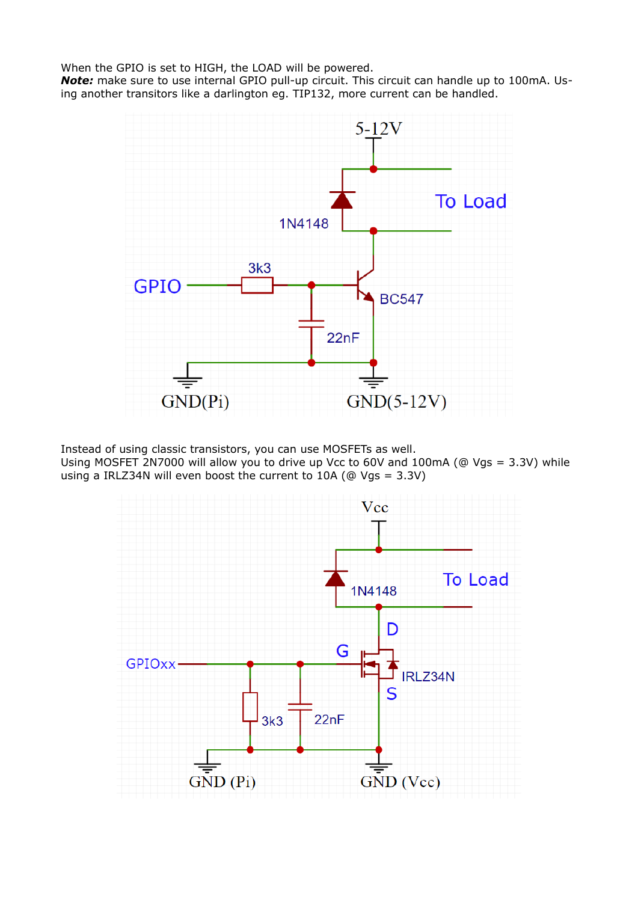When the GPIO is set to HIGH, the LOAD will be powered.
***Note:*** make sure to use internal GPIO pull-up circuit. This circuit can handle up to 100mA. Using another transitors like a darlington eg. TIP132, more current can be handled.

Instead of using classic transistors, you can use MOSFETs as well.
Using MOSFET 2N7000 will allow you to drive up Vcc to 60V and 100mA (@ Vgs = 3.3V) while using a IRLZ34N will even boost the current to 10A (@ Vgs = 3.3V)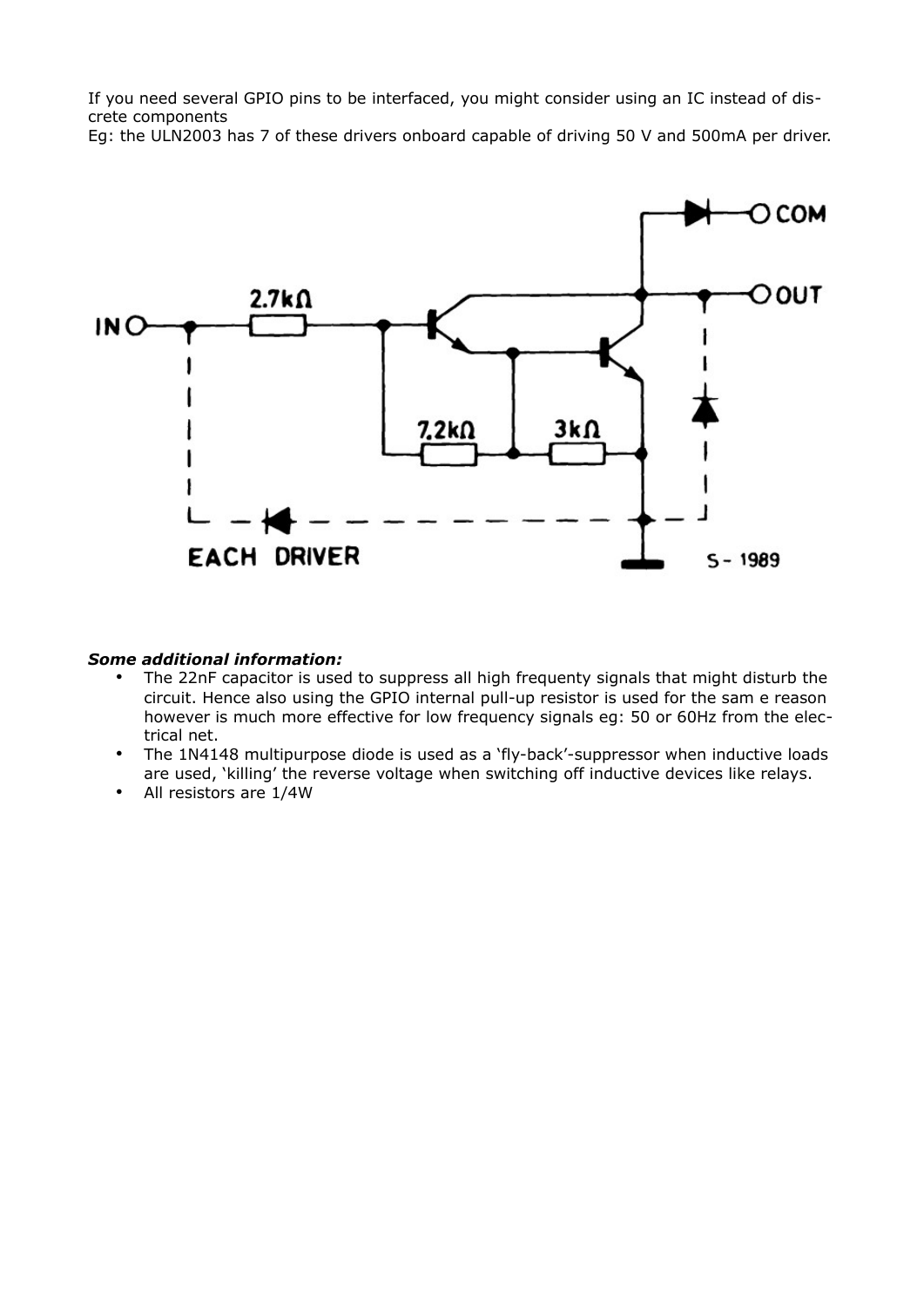If you need several GPIO pins to be interfaced, you might consider using an IC instead of discrete components
Eg: the ULN2003 has 7 of these drivers onboard capable of driving 50 V and 500mA per driver.

***Some additional information:***

- The 22nF capacitor is used to suppress all high frequenty signals that might disturb the circuit. Hence also using the GPIO internal pull-up resistor is used for the sam e reason however is much more effective for low frequency signals eg: 50 or 60Hz from the electrical net.
- The 1N4148 multipurpose diode is used as a 'fly-back'-suppressor when inductive loads are used, 'killing' the reverse voltage when switching off inductive devices like relays.
- All resistors are 1/4W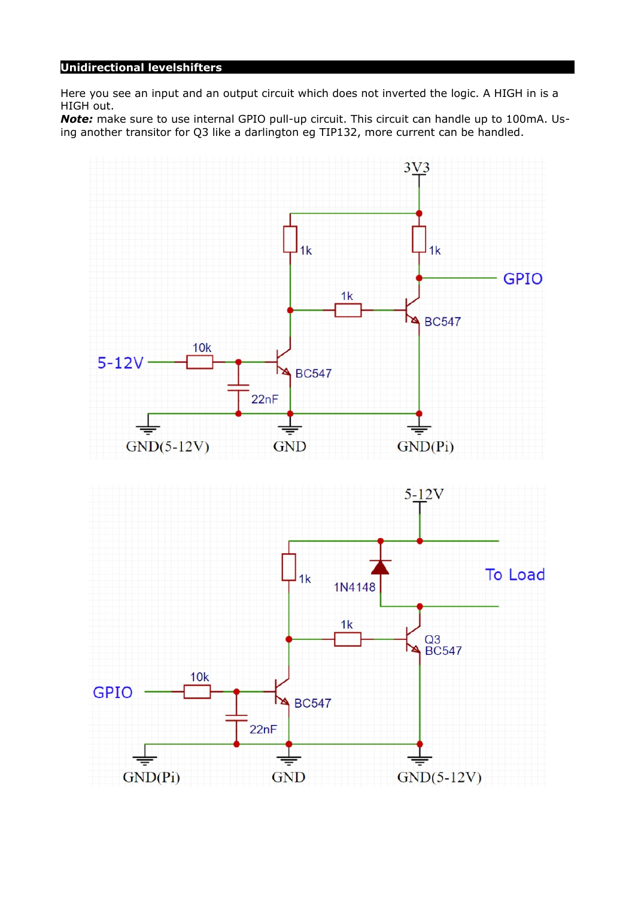## Unidirectional levelshifters

Here you see an input and an output circuit which does not inverted the logic. A HIGH in is a HIGH out.

***Note:*** make sure to use internal GPIO pull-up circuit. This circuit can handle up to 100mA. Using another transitor for Q3 like a darlington eg TIP132, more current can be handled.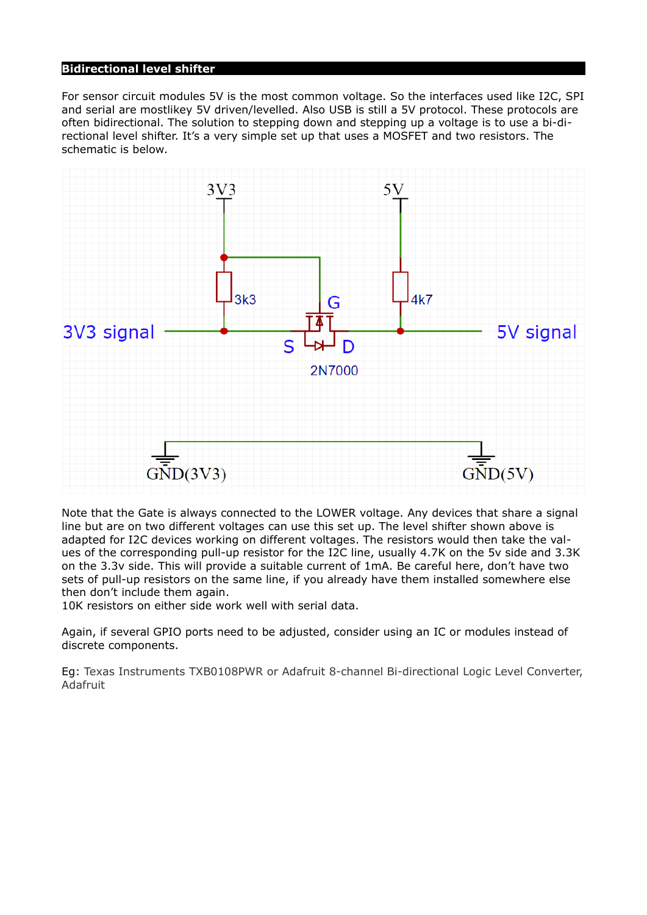## Bidirectional level shifter

For sensor circuit modules 5V is the most common voltage. So the interfaces used like I2C, SPI and serial are mostlikey 5V driven/levelled. Also USB is still a 5V protocol. These protocols are often bidirectional. The solution to stepping down and stepping up a voltage is to use a bi-directional level shifter. It's a very simple set up that uses a MOSFET and two resistors. The schematic is below.

Note that the Gate is always connected to the LOWER voltage. Any devices that share a signal line but are on two different voltages can use this set up. The level shifter shown above is adapted for I2C devices working on different voltages. The resistors would then take the values of the corresponding pull-up resistor for the I2C line, usually 4.7K on the 5v side and 3.3K on the 3.3v side. This will provide a suitable current of 1mA. Be careful here, don't have two sets of pull-up resistors on the same line, if you already have them installed somewhere else then don't include them again.
10K resistors on either side work well with serial data.

Again, if several GPIO ports need to be adjusted, consider using an IC or modules instead of discrete components.

Eg: Texas Instruments TXB0108PWR or Adafruit 8-channel Bi-directional Logic Level Converter, Adafruit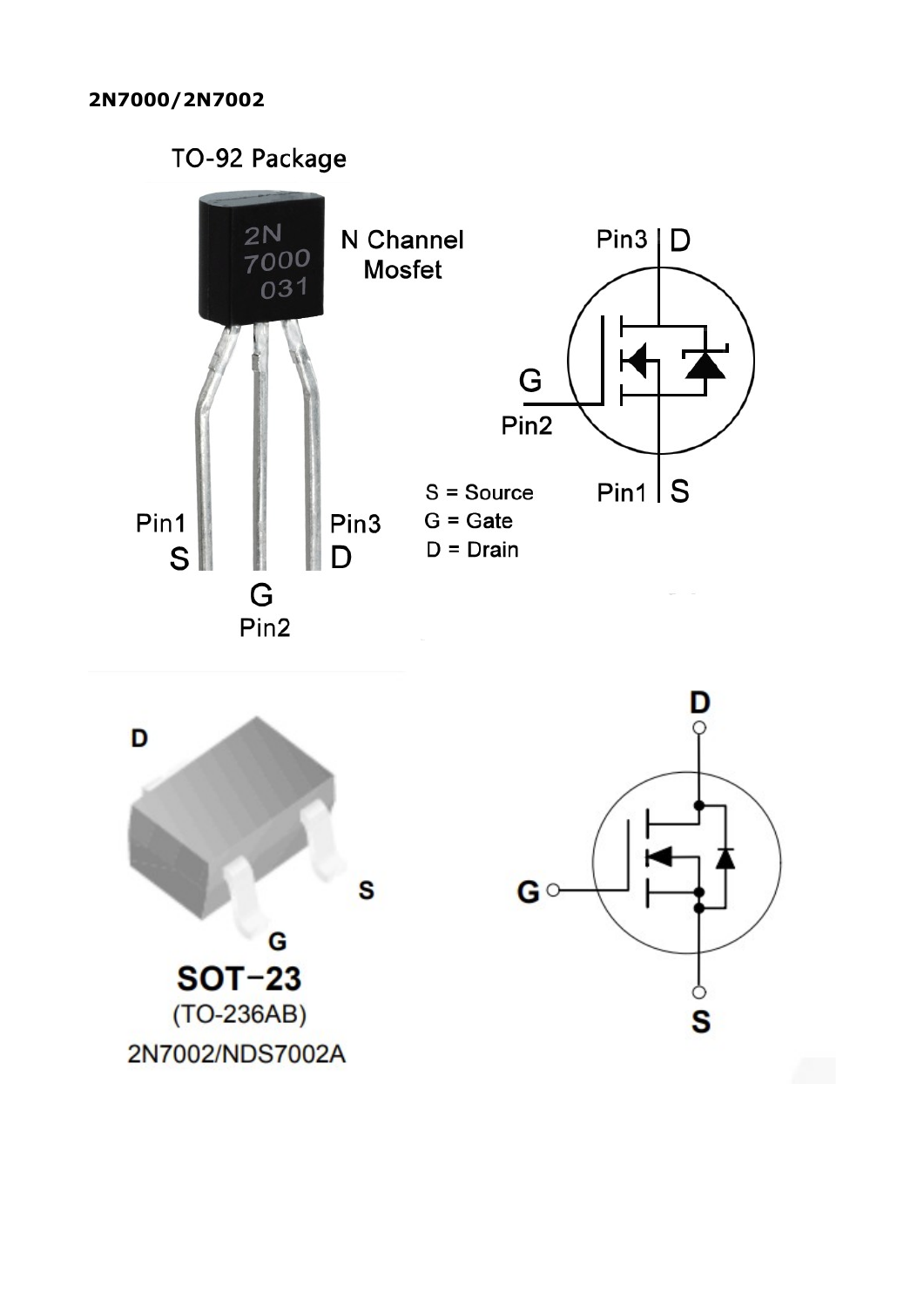**2N7000/2N7002**

TO-92 Package

N Channel Mosfet

Pin1 S

G Pin2

Pin3 D

S = Source
G = Gate
D = Drain

Pin3 D

G Pin2

Pin1 S

D

S

G

**SOT−23**
(TO-236AB)
2N7002/NDS7002A

**D**

**G**

**S**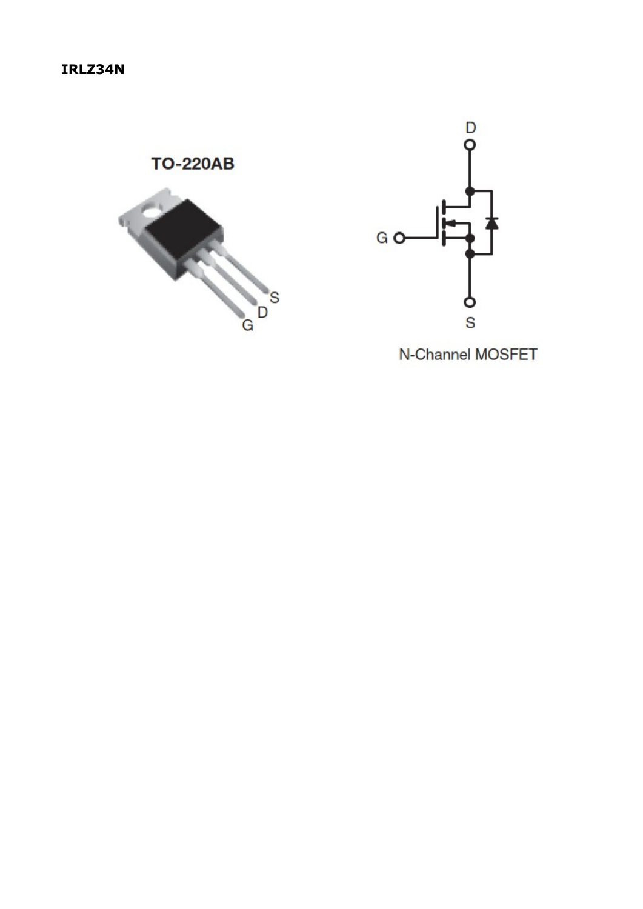**IRLZ34N**

TO-220AB

G D S

D

G

S

N-Channel MOSFET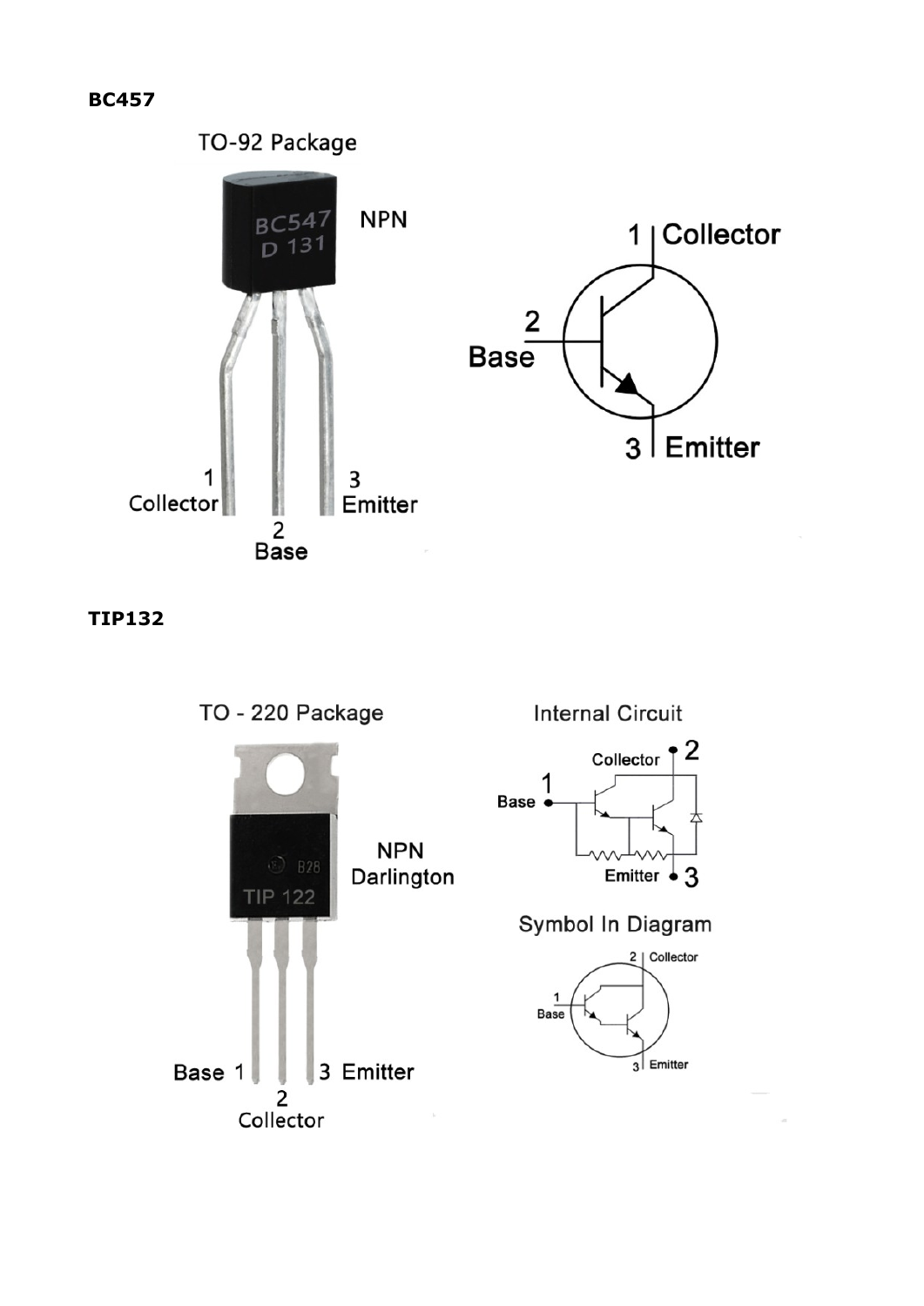**BC457**

TO-92 Package

BC547
D 131

NPN

1 Collector
2 Base
3 Emitter

1 Collector
2 Base
3 Emitter

**TIP132**

TO - 220 Package

TIP 122

NPN
Darlington

Base 1
2 Collector
3 Emitter

Internal Circuit

Collector 2
Base 1
Emitter 3

Symbol In Diagram

2 Collector
1 Base
3 Emitter